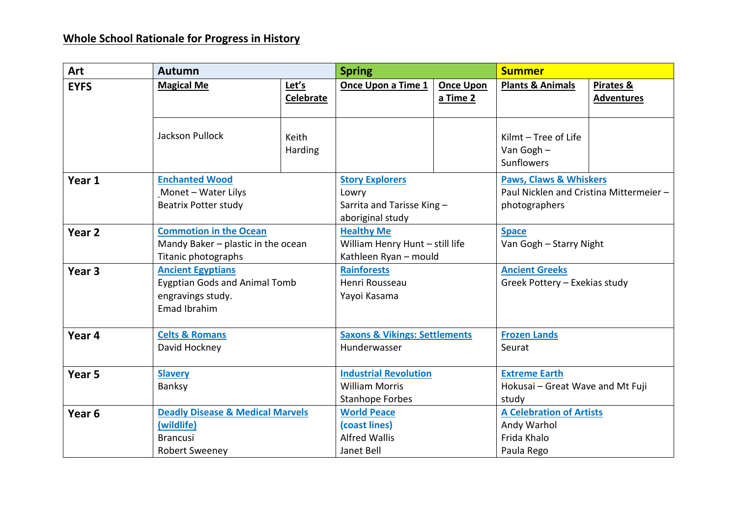## Whole School Rationale for Progress in History

| Art | Autumn | | Spring | | Summer | |
|---|---|---|---|---|---|---|
| EYFS | **Magical Me** | **Let's Celebrate** | **Once Upon a Time 1** | **Once Upon a Time 2** | **Plants & Animals** | **Pirates & Adventures** |
| | Jackson Pullock | Keith Harding | | | Kilmt – Tree of Life<br>Van Gogh – Sunflowers | |
| Year 1 | **Enchanted Wood**<br>Monet – Water Lilys<br>Beatrix Potter study | | **Story Explorers**<br>Lowry<br>Sarrita and Tarisse King – aboriginal study | | **Paws, Claws & Whiskers**<br>Paul Nicklen and Cristina Mittermeier – photographers | |
| Year 2 | **Commotion in the Ocean**<br>Mandy Baker – plastic in the ocean<br>Titanic photographs | | **Healthy Me**<br>William Henry Hunt – still life<br>Kathleen Ryan – mould | | **Space**<br>Van Gogh – Starry Night | |
| Year 3 | **Ancient Egyptians**<br>Eygptian Gods and Animal Tomb engravings study.<br>Emad Ibrahim | | **Rainforests**<br>Henri Rousseau<br>Yayoi Kasama | | **Ancient Greeks**<br>Greek Pottery – Exekias study | |
| Year 4 | **Celts & Romans**<br>David Hockney | | **Saxons & Vikings: Settlements**<br>Hunderwasser | | **Frozen Lands**<br>Seurat | |
| Year 5 | **Slavery**<br>Banksy | | **Industrial Revolution**<br>William Morris<br>Stanhope Forbes | | **Extreme Earth**<br>Hokusai – Great Wave and Mt Fuji study | |
| Year 6 | **Deadly Disease & Medical Marvels (wildlife)**<br>Brancusi<br>Robert Sweeney | | **World Peace (coast lines)**<br>Alfred Wallis<br>Janet Bell | | **A Celebration of Artists**<br>Andy Warhol<br>Frida Khalo<br>Paula Rego | |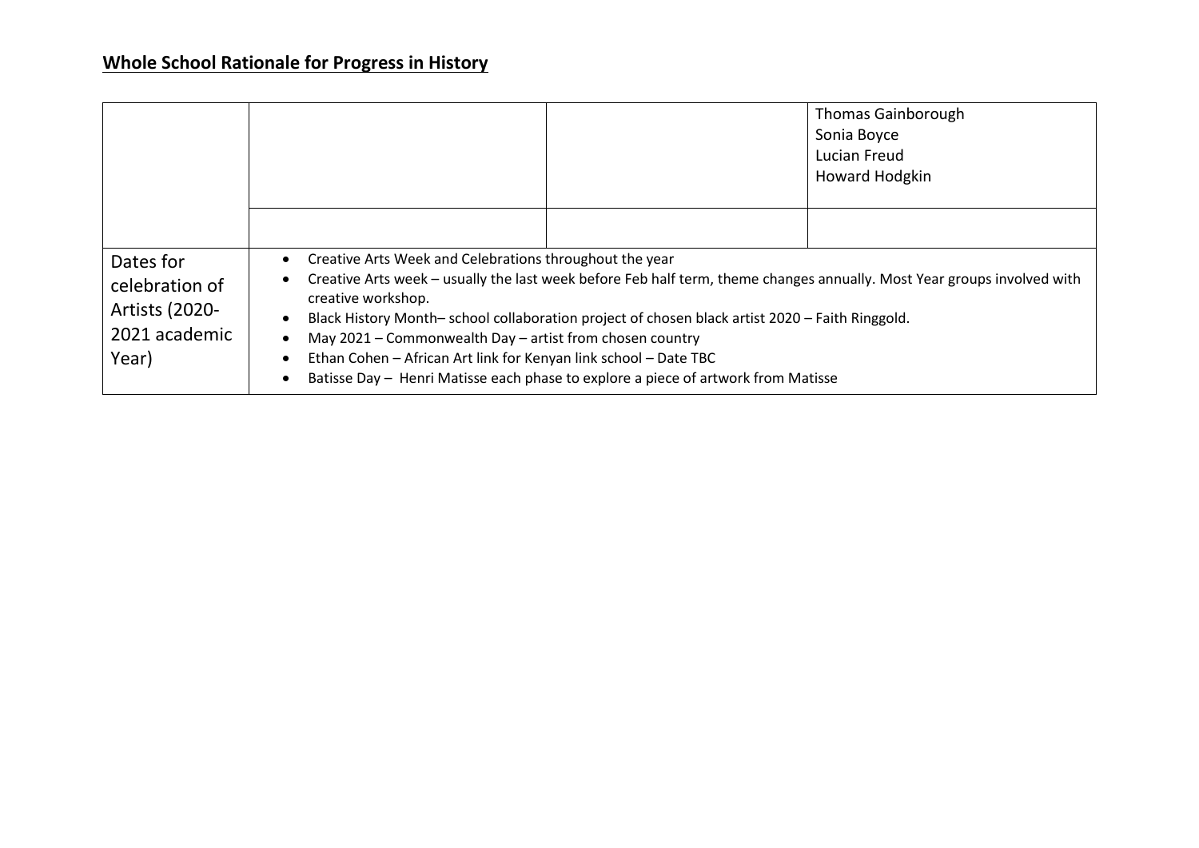## **Whole School Rationale for Progress in History**

| | | | |
|---|---|---|---|
| | | | Thomas Gainborough<br>Sonia Boyce<br>Lucian Freud<br>Howard Hodgkin |
| | | | |
| Dates for celebration of Artists (2020-2021 academic Year) | • Creative Arts Week and Celebrations throughout the year<br>• Creative Arts week – usually the last week before Feb half term, theme changes annually. Most Year groups involved with creative workshop.<br>• Black History Month– school collaboration project of chosen black artist 2020 – Faith Ringgold.<br>• May 2021 – Commonwealth Day – artist from chosen country<br>• Ethan Cohen – African Art link for Kenyan link school – Date TBC<br>• Batisse Day – Henri Matisse each phase to explore a piece of artwork from Matisse | | |